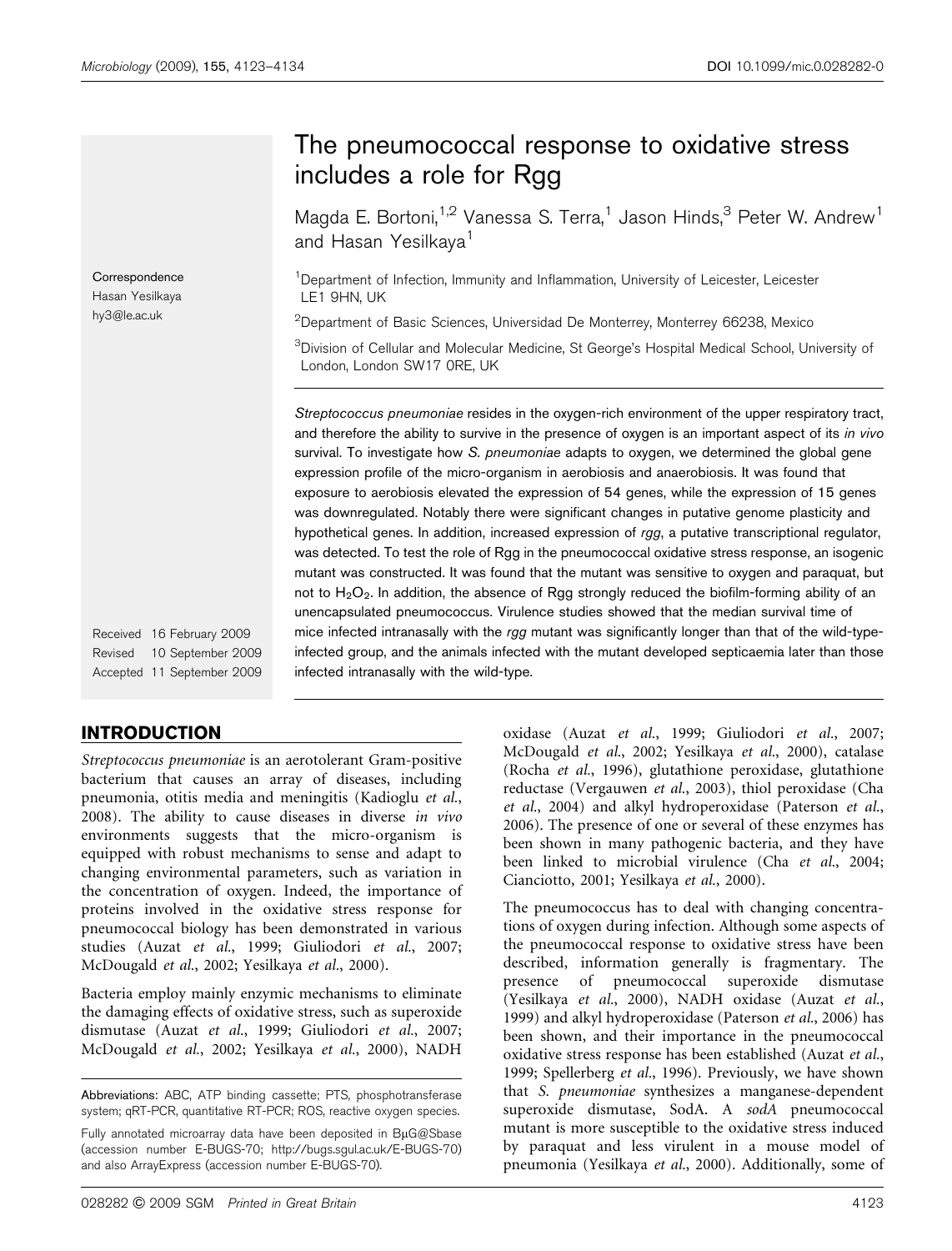# The pneumococcal response to oxidative stress includes a role for Rgg

Magda E. Bortoni,[1,2] Vanessa S. Terra,[1] Jason Hinds,[3] Peter W. Andrew[1] and Hasan Yesilkaya[1]

[1]Department of Infection, Immunity and Inflammation, University of Leicester, Leicester LE1 9HN, UK

[2]Department of Basic Sciences, Universidad De Monterrey, Monterrey 66238, Mexico

[3]Division of Cellular and Molecular Medicine, St George's Hospital Medical School, University of London, London SW17 0RE, UK

Correspondence
Hasan Yesilkaya
hy3@le.ac.uk

Received 16 February 2009
Revised 10 September 2009
Accepted 11 September 2009

*Streptococcus pneumoniae* resides in the oxygen-rich environment of the upper respiratory tract, and therefore the ability to survive in the presence of oxygen is an important aspect of its *in vivo* survival. To investigate how *S. pneumoniae* adapts to oxygen, we determined the global gene expression profile of the micro-organism in aerobiosis and anaerobiosis. It was found that exposure to aerobiosis elevated the expression of 54 genes, while the expression of 15 genes was downregulated. Notably there were significant changes in putative genome plasticity and hypothetical genes. In addition, increased expression of *rgg*, a putative transcriptional regulator, was detected. To test the role of Rgg in the pneumococcal oxidative stress response, an isogenic mutant was constructed. It was found that the mutant was sensitive to oxygen and paraquat, but not to $H_2O_2$. In addition, the absence of Rgg strongly reduced the biofilm-forming ability of an unencapsulated pneumococcus. Virulence studies showed that the median survival time of mice infected intranasally with the *rgg* mutant was significantly longer than that of the wild-type-infected group, and the animals infected with the mutant developed septicaemia later than those infected intranasally with the wild-type.

## INTRODUCTION

*Streptococcus pneumoniae* is an aerotolerant Gram-positive bacterium that causes an array of diseases, including pneumonia, otitis media and meningitis (Kadioglu *et al.*, 2008). The ability to cause diseases in diverse *in vivo* environments suggests that the micro-organism is equipped with robust mechanisms to sense and adapt to changing environmental parameters, such as variation in the concentration of oxygen. Indeed, the importance of proteins involved in the oxidative stress response for pneumococcal biology has been demonstrated in various studies (Auzat *et al.*, 1999; Giuliodori *et al.*, 2007; McDougald *et al.*, 2002; Yesilkaya *et al.*, 2000).

Bacteria employ mainly enzymic mechanisms to eliminate the damaging effects of oxidative stress, such as superoxide dismutase (Auzat *et al.*, 1999; Giuliodori *et al.*, 2007; McDougald *et al.*, 2002; Yesilkaya *et al.*, 2000), NADH oxidase (Auzat *et al.*, 1999; Giuliodori *et al.*, 2007; McDougald *et al.*, 2002; Yesilkaya *et al.*, 2000), catalase (Rocha *et al.*, 1996), glutathione peroxidase, glutathione reductase (Vergauwen *et al.*, 2003), thiol peroxidase (Cha *et al.*, 2004) and alkyl hydroperoxidase (Paterson *et al.*, 2006). The presence of one or several of these enzymes has been shown in many pathogenic bacteria, and they have been linked to microbial virulence (Cha *et al.*, 2004; Cianciotto, 2001; Yesilkaya *et al.*, 2000).

The pneumococcus has to deal with changing concentrations of oxygen during infection. Although some aspects of the pneumococcal response to oxidative stress have been described, information generally is fragmentary. The presence of pneumococcal superoxide dismutase (Yesilkaya *et al.*, 2000), NADH oxidase (Auzat *et al.*, 1999) and alkyl hydroperoxidase (Paterson *et al.*, 2006) has been shown, and their importance in the pneumococcal oxidative stress response has been established (Auzat *et al.*, 1999; Spellerberg *et al.*, 1996). Previously, we have shown that *S. pneumoniae* synthesizes a manganese-dependent superoxide dismutase, SodA. A *sodA* pneumococcal mutant is more susceptible to the oxidative stress induced by paraquat and less virulent in a mouse model of pneumonia (Yesilkaya *et al.*, 2000). Additionally, some of

Abbreviations: ABC, ATP binding cassette; PTS, phosphotransferase system; qRT-PCR, quantitative RT-PCR; ROS, reactive oxygen species.

Fully annotated microarray data have been deposited in BμG@Sbase (accession number E-BUGS-70; http://bugs.sgul.ac.uk/E-BUGS-70) and also ArrayExpress (accession number E-BUGS-70).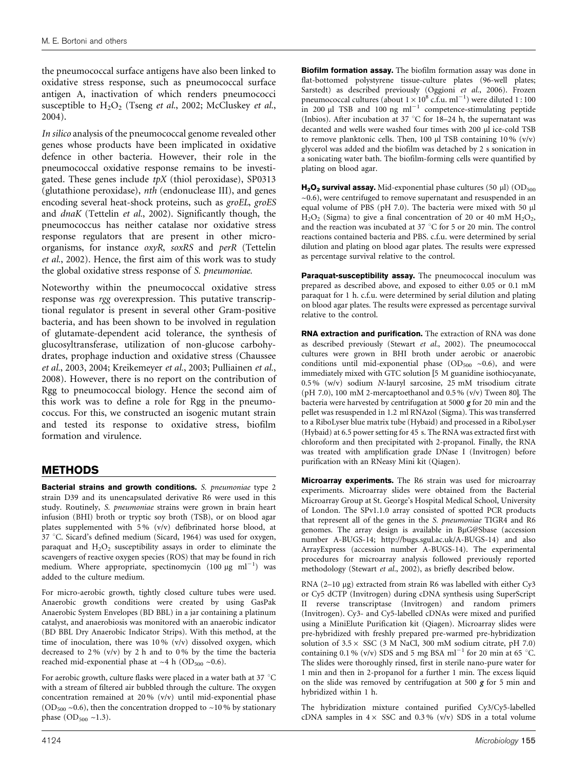the pneumococcal surface antigens have also been linked to oxidative stress response, such as pneumococcal surface antigen A, inactivation of which renders pneumococci susceptible to $H_2O_2$ (Tseng *et al.*, 2002; McCluskey *et al.*, 2004).

*In silico* analysis of the pneumococcal genome revealed other genes whose products have been implicated in oxidative defence in other bacteria. However, their role in the pneumococcal oxidative response remains to be investigated. These genes include *tpX* (thiol peroxidase), SP0313 (glutathione peroxidase), *nth* (endonuclease III), and genes encoding several heat-shock proteins, such as *groEL*, *groES* and *dnaK* (Tettelin *et al.*, 2002). Significantly though, the pneumococcus has neither catalase nor oxidative stress response regulators that are present in other microorganisms, for instance *oxyR*, *soxRS* and *perR* (Tettelin *et al.*, 2002). Hence, the first aim of this work was to study the global oxidative stress response of *S. pneumoniae.*

Noteworthy within the pneumococcal oxidative stress response was *rgg* overexpression. This putative transcriptional regulator is present in several other Gram-positive bacteria, and has been shown to be involved in regulation of glutamate-dependent acid tolerance, the synthesis of glucosyltransferase, utilization of non-glucose carbohydrates, prophage induction and oxidative stress (Chaussee *et al.*, 2003, 2004; Kreikemeyer *et al.*, 2003; Pulliainen *et al.*, 2008). However, there is no report on the contribution of Rgg to pneumococcal biology. Hence the second aim of this work was to define a role for Rgg in the pneumococcus. For this, we constructed an isogenic mutant strain and tested its response to oxidative stress, biofilm formation and virulence.

## METHODS

**Bacterial strains and growth conditions.** *S. pneumoniae* type 2 strain D39 and its unencapsulated derivative R6 were used in this study. Routinely, *S. pneumoniae* strains were grown in brain heart infusion (BHI) broth or tryptic soy broth (TSB), or on blood agar plates supplemented with 5 % (v/v) defibrinated horse blood, at 37 °C. Sicard's defined medium (Sicard, 1964) was used for oxygen, paraquat and $H_2O_2$ susceptibility assays in order to eliminate the scavengers of reactive oxygen species (ROS) that may be found in rich medium. Where appropriate, spectinomycin (100 μg ml$^{-1}$) was added to the culture medium.

For micro-aerobic growth, tightly closed culture tubes were used. Anaerobic growth conditions were created by using GasPak Anaerobic System Envelopes (BD BBL) in a jar containing a platinum catalyst, and anaerobiosis was monitored with an anaerobic indicator (BD BBL Dry Anaerobic Indicator Strips). With this method, at the time of inoculation, there was 10 % (v/v) dissolved oxygen, which decreased to 2 % (v/v) by 2 h and to 0 % by the time the bacteria reached mid-exponential phase at ~4 h ($OD_{500}$ ~0.6).

For aerobic growth, culture flasks were placed in a water bath at 37 °C with a stream of filtered air bubbled through the culture. The oxygen concentration remained at 20 % (v/v) until mid-exponential phase ($OD_{500}$ ~0.6), then the concentration dropped to ~10 % by stationary phase ($OD_{500}$ ~1.3).

**Biofilm formation assay.** The biofilm formation assay was done in flat-bottomed polystyrene tissue-culture plates (96-well plates; Sarstedt) as described previously (Oggioni *et al.*, 2006). Frozen pneumococcal cultures (about $1 \times 10^8$ c.f.u. ml$^{-1}$) were diluted 1 : 100 in 200 μl TSB and 100 ng ml$^{-1}$ competence-stimulating peptide (Inbios). After incubation at 37 °C for 18–24 h, the supernatant was decanted and wells were washed four times with 200 μl ice-cold TSB to remove planktonic cells. Then, 100 μl TSB containing 10 % (v/v) glycerol was added and the biofilm was detached by 2 s sonication in a sonicating water bath. The biofilm-forming cells were quantified by plating on blood agar.

**$H_2O_2$ survival assay.** Mid-exponential phase cultures (50 μl) ($OD_{500}$ ~0.6), were centrifuged to remove supernatant and resuspended in an equal volume of PBS (pH 7.0). The bacteria were mixed with 50 μl $H_2O_2$ (Sigma) to give a final concentration of 20 or 40 mM $H_2O_2$, and the reaction was incubated at 37 °C for 5 or 20 min. The control reactions contained bacteria and PBS. c.f.u. were determined by serial dilution and plating on blood agar plates. The results were expressed as percentage survival relative to the control.

**Paraquat-susceptibility assay.** The pneumococcal inoculum was prepared as described above, and exposed to either 0.05 or 0.1 mM paraquat for 1 h. c.f.u. were determined by serial dilution and plating on blood agar plates. The results were expressed as percentage survival relative to the control.

**RNA extraction and purification.** The extraction of RNA was done as described previously (Stewart *et al.*, 2002). The pneumococcal cultures were grown in BHI broth under aerobic or anaerobic conditions until mid-exponential phase ($OD_{500}$ ~0.6), and were immediately mixed with GTC solution [5 M guanidine isothiocyanate, 0.5 % (w/v) sodium *N*-lauryl sarcosine, 25 mM trisodium citrate (pH 7.0), 100 mM 2-mercaptoethanol and 0.5 % (v/v) Tween 80]. The bacteria were harvested by centrifugation at 5000 ***g*** for 20 min and the pellet was resuspended in 1.2 ml RNAzol (Sigma). This was transferred to a RiboLyser blue matrix tube (Hybaid) and processed in a RiboLyser (Hybaid) at 6.5 power setting for 45 s. The RNA was extracted first with chloroform and then precipitated with 2-propanol. Finally, the RNA was treated with amplification grade DNase I (Invitrogen) before purification with an RNeasy Mini kit (Qiagen).

**Microarray experiments.** The R6 strain was used for microarray experiments. Microarray slides were obtained from the Bacterial Microarray Group at St. George's Hospital Medical School, University of London. The SPv1.1.0 array consisted of spotted PCR products that represent all of the genes in the *S. pneumoniae* TIGR4 and R6 genomes. The array design is available in BμG@Sbase (accession number A-BUGS-14; http://bugs.sgul.ac.uk/A-BUGS-14) and also ArrayExpress (accession number A-BUGS-14). The experimental procedures for microarray analysis followed previously reported methodology (Stewart *et al.*, 2002), as briefly described below.

RNA (2–10 μg) extracted from strain R6 was labelled with either Cy3 or Cy5 dCTP (Invitrogen) during cDNA synthesis using SuperScript II reverse transcriptase (Invitrogen) and random primers (Invitrogen). Cy3- and Cy5-labelled cDNAs were mixed and purified using a MiniElute Purification kit (Qiagen). Microarray slides were pre-hybridized with freshly prepared pre-warmed pre-hybridization solution of 3.5× SSC (3 M NaCl, 300 mM sodium citrate, pH 7.0) containing 0.1 % (v/v) SDS and 5 mg BSA ml$^{-1}$ for 20 min at 65 °C. The slides were thoroughly rinsed, first in sterile nano-pure water for 1 min and then in 2-propanol for a further 1 min. The excess liquid on the slide was removed by centrifugation at 500 ***g*** for 5 min and hybridized within 1 h.

The hybridization mixture contained purified Cy3/Cy5-labelled cDNA samples in 4× SSC and 0.3 % (v/v) SDS in a total volume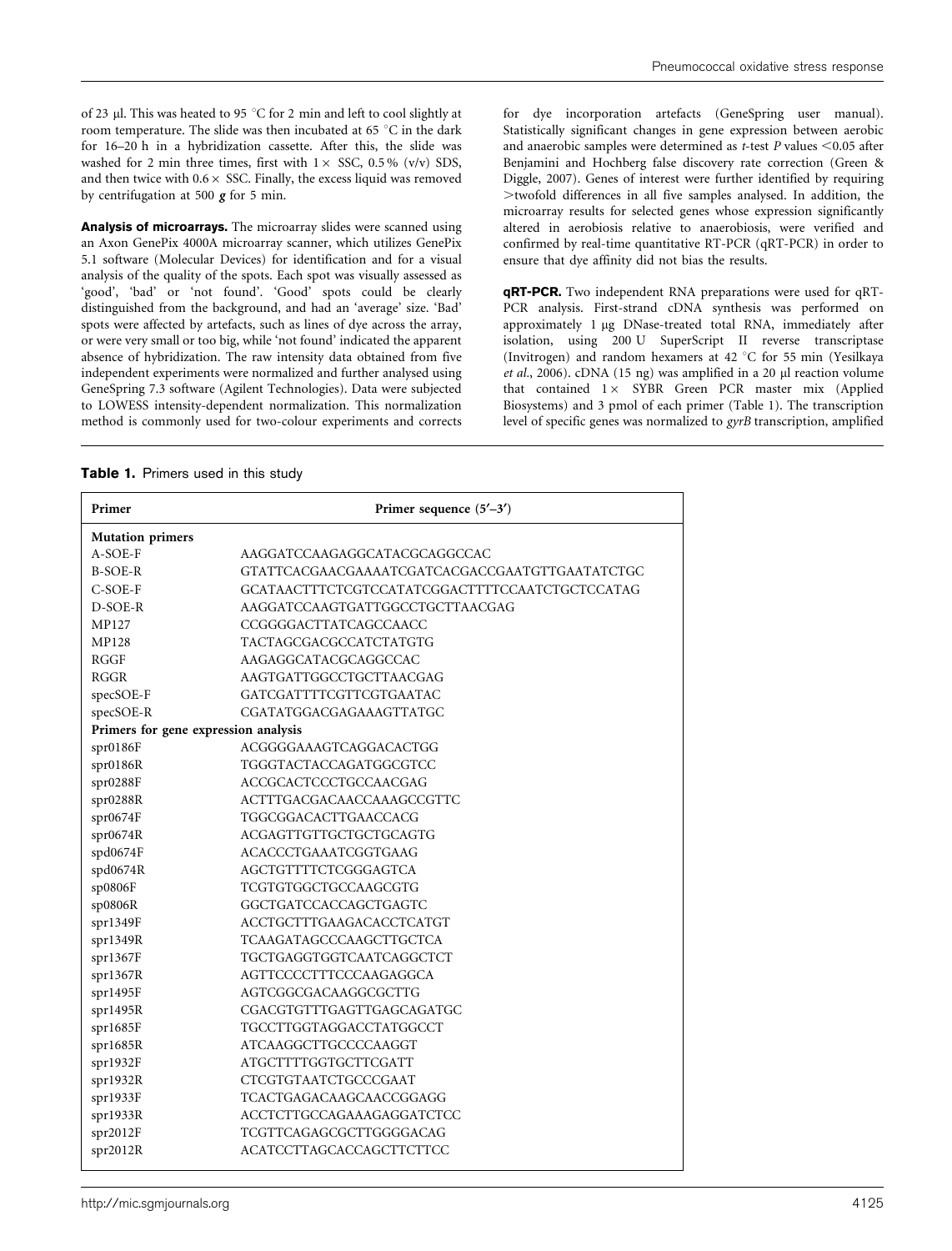of 23 μl. This was heated to 95 °C for 2 min and left to cool slightly at room temperature. The slide was then incubated at 65 °C in the dark for 16–20 h in a hybridization cassette. After this, the slide was washed for 2 min three times, first with 1× SSC, 0.5% (v/v) SDS, and then twice with 0.6× SSC. Finally, the excess liquid was removed by centrifugation at 500 ***g*** for 5 min.

**Analysis of microarrays.** The microarray slides were scanned using an Axon GenePix 4000A microarray scanner, which utilizes GenePix 5.1 software (Molecular Devices) for identification and for a visual analysis of the quality of the spots. Each spot was visually assessed as 'good', 'bad' or 'not found'. 'Good' spots could be clearly distinguished from the background, and had an 'average' size. 'Bad' spots were affected by artefacts, such as lines of dye across the array, or were very small or too big, while 'not found' indicated the apparent absence of hybridization. The raw intensity data obtained from five independent experiments were normalized and further analysed using GeneSpring 7.3 software (Agilent Technologies). Data were subjected to LOWESS intensity-dependent normalization. This normalization method is commonly used for two-colour experiments and corrects for dye incorporation artefacts (GeneSpring user manual). Statistically significant changes in gene expression between aerobic and anaerobic samples were determined as *t*-test *P* values <0.05 after Benjamini and Hochberg false discovery rate correction (Green & Diggle, 2007). Genes of interest were further identified by requiring >twofold differences in all five samples analysed. In addition, the microarray results for selected genes whose expression significantly altered in aerobiosis relative to anaerobiosis, were verified and confirmed by real-time quantitative RT-PCR (qRT-PCR) in order to ensure that dye affinity did not bias the results.

**qRT-PCR.** Two independent RNA preparations were used for qRT-PCR analysis. First-strand cDNA synthesis was performed on approximately 1 μg DNase-treated total RNA, immediately after isolation, using 200 U SuperScript II reverse transcriptase (Invitrogen) and random hexamers at 42 °C for 55 min (Yesilkaya *et al.*, 2006). cDNA (15 ng) was amplified in a 20 μl reaction volume that contained 1× SYBR Green PCR master mix (Applied Biosystems) and 3 pmol of each primer (Table 1). The transcription level of specific genes was normalized to *gyrB* transcription, amplified

**Table 1.** Primers used in this study

| Primer | Primer sequence (5′–3′) |
|---|---|
| **Mutation primers** | |
| A-SOE-F | AAGGATCCAAGAGGCATACGCAGGCCAC |
| B-SOE-R | GTATTCACGAACGAAAATCGATCACGACCGAATGTTGAATATCTGC |
| C-SOE-F | GCATAACTTTCTCGTCCATATCGGACTTTTCCAATCTGCTCCATAG |
| D-SOE-R | AAGGATCCAAGTGATTGGCCTGCTTAACGAG |
| MP127 | CCGGGGACTTATCAGCCAACC |
| MP128 | TACTAGCGACGCCATCTATGTG |
| RGGF | AAGAGGCATACGCAGGCCAC |
| RGGR | AAGTGATTGGCCTGCTTAACGAG |
| specSOE-F | GATCGATTTTCGTTCGTGAATAC |
| specSOE-R | CGATATGGACGAGAAAGTTATGC |
| **Primers for gene expression analysis** | |
| spr0186F | ACGGGGAAAGTCAGGACACTGG |
| spr0186R | TGGGTACTACCAGATGGCGTCC |
| spr0288F | ACCGCACTCCCTGCCAACGAG |
| spr0288R | ACTTTGACGACAACCAAAGCCGTTC |
| spr0674F | TGGCGGACACTTGAACCACG |
| spr0674R | ACGAGTTGTTGCTGCTGCAGTG |
| spd0674F | ACACCCTGAAATCGGTGAAG |
| spd0674R | AGCTGTTTTCTCGGGAGTCA |
| sp0806F | TCGTGTGGCTGCCAAGCGTG |
| sp0806R | GGCTGATCCACCAGCTGAGTC |
| spr1349F | ACCTGCTTTGAAGACACCTCATGT |
| spr1349R | TCAAGATAGCCCAAGCTTGCTCA |
| spr1367F | TGCTGAGGTGGTCAATCAGGCTCT |
| spr1367R | AGTTCCCCTTTCCCAAGAGGCA |
| spr1495F | AGTCGGCGACAAGGCGCTTG |
| spr1495R | CGACGTGTTTGAGTTGAGCAGATGC |
| spr1685F | TGCCTTGGTAGGACCTATGGCCT |
| spr1685R | ATCAAGGCTTGCCCCAAGGT |
| spr1932F | ATGCTTTTGGTGCTTCGATT |
| spr1932R | CTCGTGTAATCTGCCCGAAT |
| spr1933F | TCACTGAGACAAGCAACCGGAGG |
| spr1933R | ACCTCTTGCCAGAAAGAGGATCTCC |
| spr2012F | TCGTTCAGAGCGCTTGGGGACAG |
| spr2012R | ACATCCTTAGCACCAGCTTCTTCC |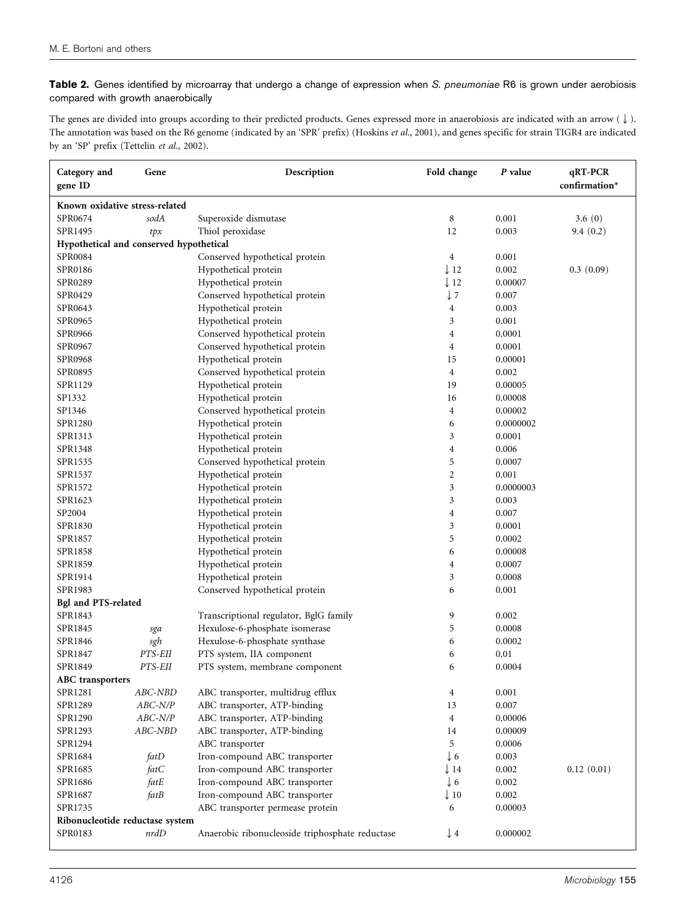**Table 2.** Genes identified by microarray that undergo a change of expression when *S. pneumoniae* R6 is grown under aerobiosis compared with growth anaerobically

The genes are divided into groups according to their predicted products. Genes expressed more in anaerobiosis are indicated with an arrow (↓). The annotation was based on the R6 genome (indicated by an 'SPR' prefix) (Hoskins *et al.*, 2001), and genes specific for strain TIGR4 are indicated by an 'SP' prefix (Tettelin *et al.*, 2002).

| Category and gene ID | Gene | Description | Fold change | *P* value | qRT-PCR confirmation* |
|---|---|---|---|---|---|
| **Known oxidative stress-related** | | | | | |
| SPR0674 | *sodA* | Superoxide dismutase | 8 | 0.001 | 3.6 (0) |
| SPR1495 | *tpx* | Thiol peroxidase | 12 | 0.003 | 9.4 (0.2) |
| **Hypothetical and conserved hypothetical** | | | | | |
| SPR0084 | | Conserved hypothetical protein | 4 | 0.001 | |
| SPR0186 | | Hypothetical protein | ↓12 | 0.002 | 0.3 (0.09) |
| SPR0289 | | Hypothetical protein | ↓12 | 0.00007 | |
| SPR0429 | | Conserved hypothetical protein | ↓7 | 0.007 | |
| SPR0643 | | Hypothetical protein | 4 | 0.003 | |
| SPR0965 | | Hypothetical protein | 3 | 0.001 | |
| SPR0966 | | Conserved hypothetical protein | 4 | 0.0001 | |
| SPR0967 | | Conserved hypothetical protein | 4 | 0.0001 | |
| SPR0968 | | Hypothetical protein | 15 | 0.00001 | |
| SPR0895 | | Conserved hypothetical protein | 4 | 0.002 | |
| SPR1129 | | Hypothetical protein | 19 | 0.00005 | |
| SP1332 | | Hypothetical protein | 16 | 0.00008 | |
| SP1346 | | Conserved hypothetical protein | 4 | 0.00002 | |
| SPR1280 | | Hypothetical protein | 6 | 0.0000002 | |
| SPR1313 | | Hypothetical protein | 3 | 0.0001 | |
| SPR1348 | | Hypothetical protein | 4 | 0.006 | |
| SPR1535 | | Conserved hypothetical protein | 5 | 0.0007 | |
| SPR1537 | | Hypothetical protein | 2 | 0.001 | |
| SPR1572 | | Hypothetical protein | 3 | 0.0000003 | |
| SPR1623 | | Hypothetical protein | 3 | 0.003 | |
| SP2004 | | Hypothetical protein | 4 | 0.007 | |
| SPR1830 | | Hypothetical protein | 3 | 0.0001 | |
| SPR1857 | | Hypothetical protein | 5 | 0.0002 | |
| SPR1858 | | Hypothetical protein | 6 | 0.00008 | |
| SPR1859 | | Hypothetical protein | 4 | 0.0007 | |
| SPR1914 | | Hypothetical protein | 3 | 0.0008 | |
| SPR1983 | | Conserved hypothetical protein | 6 | 0.001 | |
| **Bgl and PTS-related** | | | | | |
| SPR1843 | | Transcriptional regulator, BglG family | 9 | 0.002 | |
| SPR1845 | *sga* | Hexulose-6-phosphate isomerase | 5 | 0.0008 | |
| SPR1846 | *sgh* | Hexulose-6-phosphate synthase | 6 | 0.0002 | |
| SPR1847 | *PTS-EII* | PTS system, IIA component | 6 | 0.01 | |
| SPR1849 | *PTS-EII* | PTS system, membrane component | 6 | 0.0004 | |
| **ABC transporters** | | | | | |
| SPR1281 | *ABC-NBD* | ABC transporter, multidrug efflux | 4 | 0.001 | |
| SPR1289 | *ABC-N/P* | ABC transporter, ATP-binding | 13 | 0.007 | |
| SPR1290 | *ABC-N/P* | ABC transporter, ATP-binding | 4 | 0.00006 | |
| SPR1293 | *ABC-NBD* | ABC transporter, ATP-binding | 14 | 0.00009 | |
| SPR1294 | | ABC transporter | 5 | 0.0006 | |
| SPR1684 | *fatD* | Iron-compound ABC transporter | ↓6 | 0.003 | |
| SPR1685 | *fatC* | Iron-compound ABC transporter | ↓14 | 0.002 | 0.12 (0.01) |
| SPR1686 | *fatE* | Iron-compound ABC transporter | ↓6 | 0.002 | |
| SPR1687 | *fatB* | Iron-compound ABC transporter | ↓10 | 0.002 | |
| SPR1735 | | ABC transporter permease protein | 6 | 0.00003 | |
| **Ribonucleotide reductase system** | | | | | |
| SPR0183 | *nrdD* | Anaerobic ribonucleoside triphosphate reductase | ↓4 | 0.000002 | |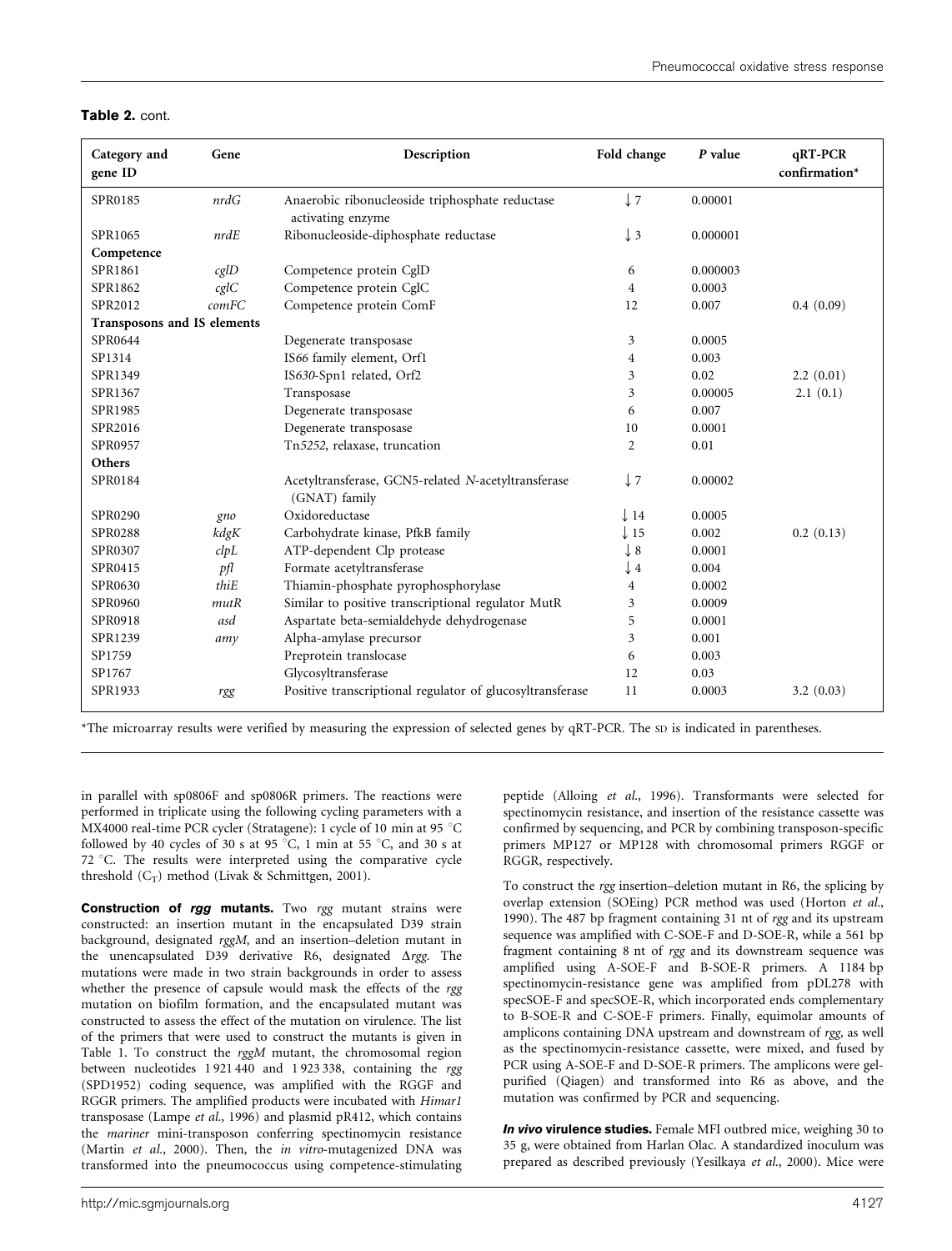**Table 2.** cont.

| Category and gene ID | Gene | Description | Fold change | *P* value | qRT-PCR confirmation* |
|---|---|---|---|---|---|
| SPR0185 | *nrdG* | Anaerobic ribonucleoside triphosphate reductase activating enzyme | ↓ 7 | 0.00001 | |
| SPR1065 | *nrdE* | Ribonucleoside-diphosphate reductase | ↓ 3 | 0.000001 | |
| **Competence** | | | | | |
| SPR1861 | *cglD* | Competence protein CglD | 6 | 0.000003 | |
| SPR1862 | *cglC* | Competence protein CglC | 4 | 0.0003 | |
| SPR2012 | *comFC* | Competence protein ComF | 12 | 0.007 | 0.4 (0.09) |
| **Transposons and IS elements** | | | | | |
| SPR0644 | | Degenerate transposase | 3 | 0.0005 | |
| SP1314 | | IS66 family element, Orf1 | 4 | 0.003 | |
| SPR1349 | | IS*630*-Spn1 related, Orf2 | 3 | 0.02 | 2.2 (0.01) |
| SPR1367 | | Transposase | 3 | 0.00005 | 2.1 (0.1) |
| SPR1985 | | Degenerate transposase | 6 | 0.007 | |
| SPR2016 | | Degenerate transposase | 10 | 0.0001 | |
| SPR0957 | | Tn*5252*, relaxase, truncation | 2 | 0.01 | |
| **Others** | | | | | |
| SPR0184 | | Acetyltransferase, GCN5-related *N*-acetyltransferase (GNAT) family | ↓ 7 | 0.00002 | |
| SPR0290 | *gno* | Oxidoreductase | ↓ 14 | 0.0005 | |
| SPR0288 | *kdgK* | Carbohydrate kinase, PfkB family | ↓ 15 | 0.002 | 0.2 (0.13) |
| SPR0307 | *clpL* | ATP-dependent Clp protease | ↓ 8 | 0.0001 | |
| SPR0415 | *pfl* | Formate acetyltransferase | ↓ 4 | 0.004 | |
| SPR0630 | *thiE* | Thiamin-phosphate pyrophosphorylase | 4 | 0.0002 | |
| SPR0960 | *mutR* | Similar to positive transcriptional regulator MutR | 3 | 0.0009 | |
| SPR0918 | *asd* | Aspartate beta-semialdehyde dehydrogenase | 5 | 0.0001 | |
| SPR1239 | *amy* | Alpha-amylase precursor | 3 | 0.001 | |
| SP1759 | | Preprotein translocase | 6 | 0.003 | |
| SP1767 | | Glycosyltransferase | 12 | 0.03 | |
| SPR1933 | *rgg* | Positive transcriptional regulator of glucosyltransferase | 11 | 0.0003 | 3.2 (0.03) |

*The microarray results were verified by measuring the expression of selected genes by qRT-PCR. The SD is indicated in parentheses.

in parallel with sp0806F and sp0806R primers. The reactions were performed in triplicate using the following cycling parameters with a MX4000 real-time PCR cycler (Stratagene): 1 cycle of 10 min at 95 °C followed by of 40 cycles of 30 s at 95 °C, 1 min at 55 °C, and 30 s at 72 °C. The results were interpreted using the comparative cycle threshold ($C_T$) method (Livak & Schmittgen, 2001).

**Construction of *rgg* mutants.** Two *rgg* mutant strains were constructed: an insertion mutant in the encapsulated D39 strain background, designated *rggM*, and an insertion–deletion mutant in the unencapsulated D39 derivative R6, designated Δ*rgg*. The mutations were made in two strain backgrounds in order to assess whether the presence of capsule would mask the effects of the *rgg* mutation on biofilm formation, and the encapsulated mutant was constructed to assess the effect of the mutation on virulence. The list of the primers that were used to construct the mutants is given in Table 1. To construct the *rggM* mutant, the chromosomal region between nucleotides 1 921 440 and 1 923 338, containing the *rgg* (SPD1952) coding sequence, was amplified with the RGGF and RGGR primers. The amplified products were incubated with *Himar1* transposase (Lampe *et al.*, 1996) and plasmid pR412, which contains the *mariner* mini-transposon conferring spectinomycin resistance (Martin *et al.*, 2000). Then, the *in vitro*-mutagenized DNA was transformed into the pneumococcus using competence-stimulating peptide (Alloing *et al.*, 1996). Transformants were selected for spectinomycin resistance, and insertion of the resistance cassette was confirmed by sequencing, and PCR by combining transposon-specific primers MP127 or MP128 with chromosomal primers RGGF or RGGR, respectively.

To construct the *rgg* insertion–deletion mutant in R6, the splicing by overlap extension (SOEing) PCR method was used (Horton *et al.*, 1990). The 487 bp fragment containing 31 nt of *rgg* and its upstream sequence was amplified with C-SOE-F and D-SOE-R, while a 561 bp fragment containing 8 nt of *rgg* and its downstream sequence was amplified using A-SOE-F and B-SOE-R primers. A 1184 bp spectinomycin-resistance gene was amplified from pDL278 with specSOE-F and specSOE-R, which incorporated ends complementary to B-SOE-R and C-SOE-F primers. Finally, equimolar amounts of amplicons containing DNA upstream and downstream of *rgg*, as well as the spectinomycin-resistance cassette, were mixed, and fused by PCR using A-SOE-F and D-SOE-R primers. The amplicons were gel-purified (Qiagen) and transformed into R6 as above, and the mutation was confirmed by PCR and sequencing.

***In vivo* virulence studies.** Female MFI outbred mice, weighing 30 to 35 g, were obtained from Harlan Olac. A standardized inoculum was prepared as described previously (Yesilkaya *et al.*, 2000). Mice were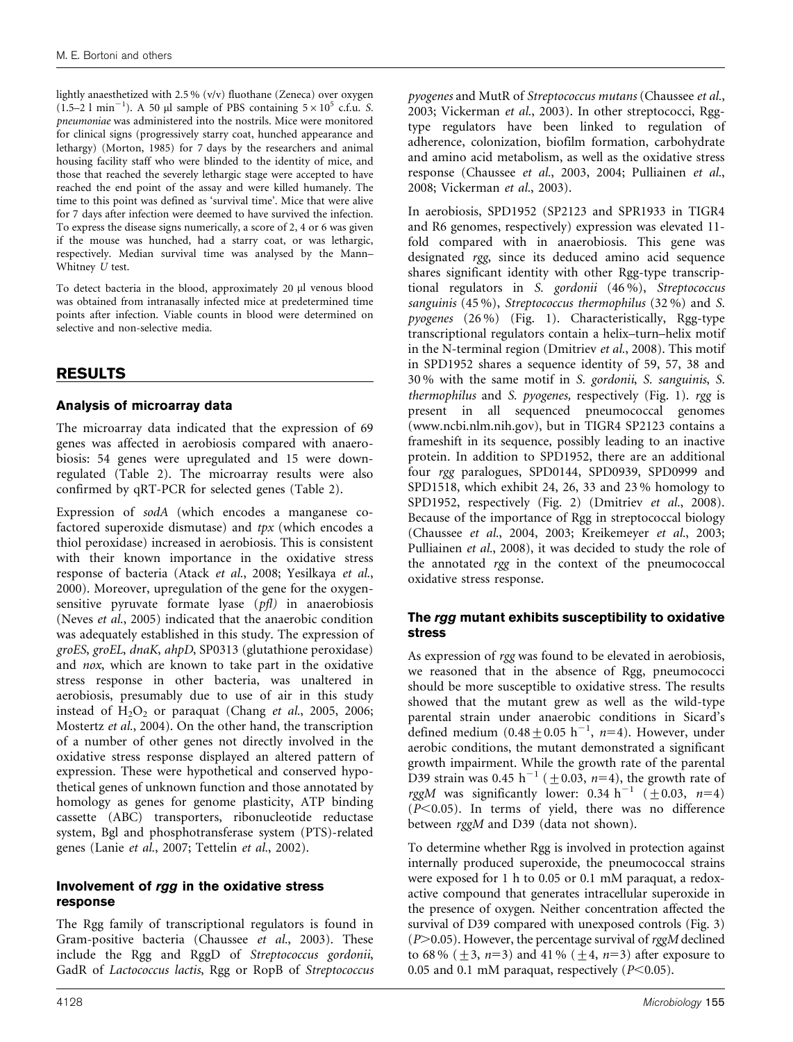lightly anaesthetized with 2.5 % (v/v) fluothane (Zeneca) over oxygen (1.5–2 l $min^{-1}$). A 50 μl sample of PBS containing $5 \times 10^5$ c.f.u. *S. pneumoniae* was administered into the nostrils. Mice were monitored for clinical signs (progressively starry coat, hunched appearance and lethargy) (Morton, 1985) for 7 days by the researchers and animal housing facility staff who were blinded to the identity of mice, and those that reached the severely lethargic stage were accepted to have reached the end point of the assay and were killed humanely. The time to this point was defined as 'survival time'. Mice that were alive for 7 days after infection were deemed to have survived the infection. To express the disease signs numerically, a score of 2, 4 or 6 was given if the mouse was hunched, had a starry coat, or was lethargic, respectively. Median survival time was analysed by the Mann–Whitney *U* test.

To detect bacteria in the blood, approximately 20 μl venous blood was obtained from intranasally infected mice at predetermined time points after infection. Viable counts in blood were determined on selective and non-selective media.

## RESULTS

### Analysis of microarray data

The microarray data indicated that the expression of 69 genes was affected in aerobiosis compared with anaerobiosis: 54 genes were upregulated and 15 were down-regulated (Table 2). The microarray results were also confirmed by qRT-PCR for selected genes (Table 2).

Expression of *sodA* (which encodes a manganese co-factored superoxide dismutase) and *tpx* (which encodes a thiol peroxidase) increased in aerobiosis. This is consistent with their known importance in the oxidative stress response of bacteria (Atack *et al.*, 2008; Yesilkaya *et al.*, 2000). Moreover, upregulation of the gene for the oxygen-sensitive pyruvate formate lyase (*pfl*) in anaerobiosis (Neves *et al.*, 2005) indicated that the anaerobic condition was adequately established in this study. The expression of *groES*, *groEL*, *dnaK*, *ahpD*, SP0313 (glutathione peroxidase) and *nox*, which are known to take part in the oxidative stress response in other bacteria, was unaltered in aerobiosis, presumably due to use of air in this study instead of $H_2O_2$ or paraquat (Chang *et al.*, 2005, 2006; Mostertz *et al.*, 2004). On the other hand, the transcription of a number of other genes not directly involved in the oxidative stress response displayed an altered pattern of expression. These were hypothetical and conserved hypothetical genes of unknown function and those annotated by homology as genes for genome plasticity, ATP binding cassette (ABC) transporters, ribonucleotide reductase system, Bgl and phosphotransferase system (PTS)-related genes (Lanie *et al.*, 2007; Tettelin *et al.*, 2002).

### Involvement of *rgg* in the oxidative stress response

The Rgg family of transcriptional regulators is found in Gram-positive bacteria (Chaussee *et al.*, 2003). These include the Rgg and RggD of *Streptococcus gordonii*, GadR of *Lactococcus lactis*, Rgg or RopB of *Streptococcus pyogenes* and MutR of *Streptococcus mutans* (Chaussee *et al.*, 2003; Vickerman *et al.*, 2003). In other streptococci, Rgg-type regulators have been linked to regulation of adherence, colonization, biofilm formation, carbohydrate and amino acid metabolism, as well as the oxidative stress response (Chaussee *et al.*, 2003, 2004; Pulliainen *et al.*, 2008; Vickerman *et al.*, 2003).

In aerobiosis, SPD1952 (SP2123 and SPR1933 in TIGR4 and R6 genomes, respectively) expression was elevated 11-fold compared with in anaerobiosis. This gene was designated *rgg*, since its deduced amino acid sequence shares significant identity with other Rgg-type transcriptional regulators in *S. gordonii* (46 %), *Streptococcus sanguinis* (45 %), *Streptococcus thermophilus* (32 %) and *S. pyogenes* (26 %) (Fig. 1). Characteristically, Rgg-type transcriptional regulators contain a helix–turn–helix motif in the N-terminal region (Dmitriev *et al.*, 2008). This motif in SPD1952 shares a sequence identity of 59, 57, 38 and 30 % with the same motif in *S. gordonii*, *S. sanguinis*, *S. thermophilus* and *S. pyogenes,* respectively (Fig. 1). *rgg* is present in all sequenced pneumococcal genomes (www.ncbi.nlm.nih.gov), but in TIGR4 SP2123 contains a frameshift in its sequence, possibly leading to an inactive protein. In addition to SPD1952, there are an additional four *rgg* paralogues, SPD0144, SPD0939, SPD0999 and SPD1518, which exhibit 24, 26, 33 and 23 % homology to SPD1952, respectively (Fig. 2) (Dmitriev *et al.*, 2008). Because of the importance of Rgg in streptococcal biology (Chaussee *et al.*, 2004, 2003; Kreikemeyer *et al.*, 2003; Pulliainen *et al.*, 2008), it was decided to study the role of the annotated *rgg* in the context of the pneumococcal oxidative stress response.

### The *rgg* mutant exhibits susceptibility to oxidative stress

As expression of *rgg* was found to be elevated in aerobiosis, we reasoned that in the absence of Rgg, pneumococci should be more susceptible to oxidative stress. The results showed that the mutant grew as well as the wild-type parental strain under anaerobic conditions in Sicard's defined medium ($0.48 \pm 0.05$ $h^{-1}$, $n=4$). However, under aerobic conditions, the mutant demonstrated a significant growth impairment. While the growth rate of the parental D39 strain was 0.45 $h^{-1}$ ($\pm 0.03$, $n=4$), the growth rate of *rggM* was significantly lower: 0.34 $h^{-1}$ ($\pm 0.03$, $n=4$) ($P<0.05$). In terms of yield, there was no difference between *rggM* and D39 (data not shown).

To determine whether Rgg is involved in protection against internally produced superoxide, the pneumococcal strains were exposed for 1 h to 0.05 or 0.1 mM paraquat, a redox-active compound that generates intracellular superoxide in the presence of oxygen. Neither concentration affected the survival of D39 compared with unexposed controls (Fig. 3) ($P>0.05$). However, the percentage survival of *rggM* declined to 68 % ($\pm 3$, $n=3$) and 41 % ($\pm 4$, $n=3$) after exposure to 0.05 and 0.1 mM paraquat, respectively ($P<0.05$).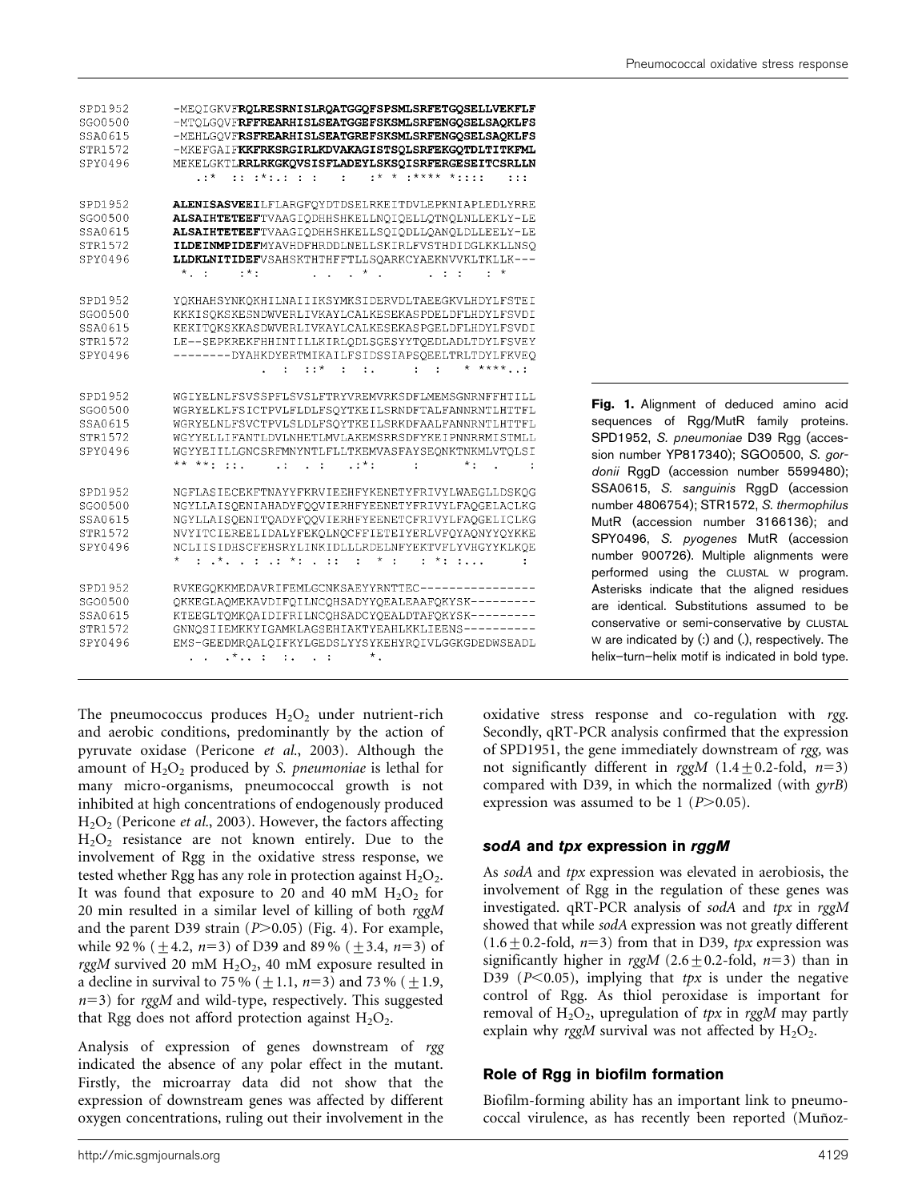```
SPD1952   -MEQIGKVFRQLRESRNISLRQATGGQFSPSMLSRFETGQSELLVEKFLF
SGO0500   -MTQLGQVFRFFREARHISLSEATGGEFSKSMLSRFENGQSELSAQKLFS
SSA0615   -MEHLGQVFRSFREARHISLSEATGREFSKSMLSRFENGQSELSAQKLFS
STR1572   -MKEFGAIFKKFRKSRGIRLKDVAKAGISTSQLSRFEKGQTDLTITKFML
SPY0496   MEKELGKTLRRLRKGKQVSISFLADEYLSKSQISRFERGESEITCSRLLN
           .:*  :: :*:.: : :   :   :* * :**** *::::   :::

SPD1952   ALENISASVEEILFLARGFQYDTDSELRKEITDVLEPKNIAPLEDLYRRE
SGO0500   ALSAIHTETEEFTVAAGIQDHHSHKELLNQIQELLQTNQLNLLEKLY-LE
SSA0615   ALSAIHTETEEFTVAAGIQDHHSHKELLSQIQDLLQANQLDLLEELY-LE
STR1572   ILDEINMPIDEFMYAVHDFHRDDLNELLSKIRLFVSTHDIDGLKKLLNSQ
SPY0496   LLDKLNITIDEFVSAHSKTHTHFFTLLSQARKCYAEKNVVKLTKLLK---
           *. :    :*:        . . * .      . : :   : *

SPD1952   YQKHAHSYNKQKHILNAIIIKSYMKSIDERVDLTAEEGKVLHDYLFSTEI
SGO0500   KKKISQKSKESNDWVERLIVKAYLCALKESEKASPDELDFLHDYLFSVDI
SSA0615   KEKITQKSKKASDWVERLIVKAYLCALKESEKASPGELDFLHDYLFSVDI
STR1572   LE--SEPKREKFHHINTILLKIRLQDLSGESYYTQEDLADLTDYLFSVEY
SPY0496   --------DYAHKDYERTMIKAILFSIDSSIAPSQEELTRLTDYLFKVEQ
                 .  :  ::*  :  :.      :  :     * ****..:

SPD1952   WGIYELNLFSVSSPFLSVSLFTRYVREMVRKSDFLMEMSGNRNFFHTILL
SGO0500   WGRYELKLFSICTPVLFLDLFSQYTKEILSRNDFTALFANNRNTLHTTFL
SSA0615   WGRYELNLFSVCTPVLSLDLFSQYTKEILSRKDFAALFANNRNTLHTTFL
STR1572   WGYYELLIFANTLDVLNHETLMVLAKEMSRRSDFYKEIPNNRRMISTMLL
SPY0496   WGYYEIILLGNCSRFMNYNTLFLLTKEMVASFAYSEQNKTNKMLVTQLSI
          ** **: ::.      .:  . :    .:*:      :      *:  .    :

SPD1952   NGFLASIECEKFTNAYYFKRVIEEHFYKENETYFRIVYLWAEGLLDSKQG
SGO0500   NGYLLAISQENIAHADYFQQVIERHFYEENETYFRIVYLFAQGELACLKG
SSA0615   NGYLLAISQENITQADYFQQVIERHFYEENETCFRIVYLFAQGELICLKG
STR1572   NVYITCIEREELIDALYFEKQLNQCFFIETEIYERLVFQYAQNYYQYKKE
SPY0496   NCLIISIDHSCFEHSRYLINKIDLLRDELNFYEKTVFLYVHGYYKLKQE
          *   : .*. . : .: *: . ::  :   * :    : *: :...       :

SPD1952   RVKEGQKKMEDAVRIFEMLGCNKSAEYYRNTTEC----------------
SGO0500   QKKEGLAQMEKAVDIFQILNCQHSADYYQEALEAAFQKYSK---------
SSA0615   KTEEGLTQMKQAIDIFRILNCQHSADCYQEALDTAFQKYSK---------
STR1572   GNNQSIIEMKKYIGAMKLAGSEHIAKTYEAHLKKLIEENS----------
SPY0496   EMS-GEEDMRQALQIFKYLGEDSLYYSYKEHYRQIVLGGKGDEDWSEADL
           .  .  .*.. :  :.   . :       *.
```

**Fig. 1.** Alignment of deduced amino acid sequences of Rgg/MutR family proteins. SPD1952, *S. pneumoniae* D39 Rgg (accession number YP817340); SGO0500, *S. gordonii* RggD (accession number 5599480); SSA0615, *S. sanguinis* RggD (accession number 4806754); STR1572, *S. thermophilus* MutR (accession number 3166136); and SPY0496, *S. pyogenes* MutR (accession number 900726). Multiple alignments were performed using the CLUSTAL W program. Asterisks indicate that the aligned residues are identical. Substitutions assumed to be conservative or semi-conservative by CLUSTAL W are indicated by (:) and (.), respectively. The helix–turn–helix motif is indicated in bold type.

The pneumococcus produces $H_2O_2$ under nutrient-rich and aerobic conditions, predominantly by the action of pyruvate oxidase (Pericone *et al.*, 2003). Although the amount of $H_2O_2$ produced by *S. pneumoniae* is lethal for many micro-organisms, pneumococcal growth is not inhibited at high concentrations of endogenously produced $H_2O_2$ (Pericone *et al.*, 2003). However, the factors affecting $H_2O_2$ resistance are not known entirely. Due to the involvement of Rgg in the oxidative stress response, we tested whether Rgg has any role in protection against $H_2O_2$. It was found that exposure to 20 and 40 mM $H_2O_2$ for 20 min resulted in a similar level of killing of both *rggM* and the parent D39 strain ($P>0.05$) (Fig. 4). For example, while 92 % ($\pm 4.2$, $n=3$) of D39 and 89 % ($\pm 3.4$, $n=3$) of *rggM* survived 20 mM $H_2O_2$, 40 mM exposure resulted in a decline in survival to 75 % ($\pm 1.1$, $n=3$) and 73 % ($\pm 1.9$, $n=3$) for *rggM* and wild-type, respectively. This suggested that Rgg does not afford protection against $H_2O_2$.

Analysis of expression of genes downstream of *rgg* indicated the absence of any polar effect in the mutant. Firstly, the microarray data did not show that the expression of downstream genes was affected by different oxygen concentrations, ruling out their involvement in the oxidative stress response and co-regulation with *rgg*. Secondly, qRT-PCR analysis confirmed that the expression of SPD1951, the gene immediately downstream of *rgg*, was not significantly different in *rggM* ($1.4 \pm 0.2$-fold, $n=3$) compared with D39, in which the normalized (with *gyrB*) expression was assumed to be 1 ($P>0.05$).

### *sodA* and *tpx* expression in *rggM*

As *sodA* and *tpx* expression was elevated in aerobiosis, the involvement of Rgg in the regulation of these genes was investigated. qRT-PCR analysis of *sodA* and *tpx* in *rggM* showed that while *sodA* expression was not greatly different ($1.6 \pm 0.2$-fold, $n=3$) from that in D39, *tpx* expression was significantly higher in *rggM* ($2.6 \pm 0.2$-fold, $n=3$) than in D39 ($P<0.05$), implying that *tpx* is under the negative control of Rgg. As thiol peroxidase is important for removal of $H_2O_2$, upregulation of *tpx* in *rggM* may partly explain why *rggM* survival was not affected by $H_2O_2$.

### Role of Rgg in biofilm formation

Biofilm-forming ability has an important link to pneumococcal virulence, as has recently been reported (Muñoz-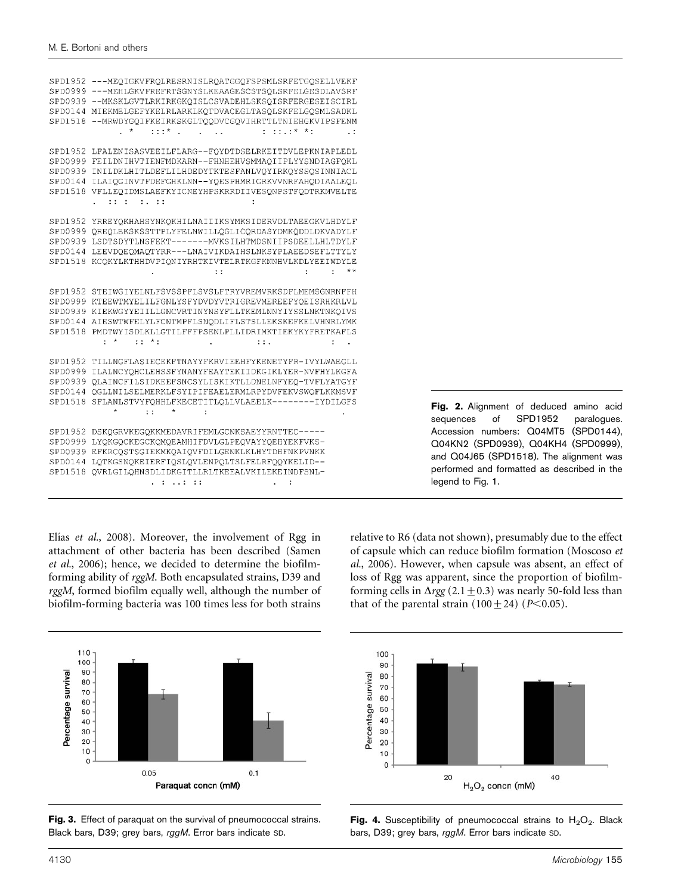```
SPD1952 ---MEQIGKVFRQLRESRNISLRQATGGQFSPSMLSRFETGQSELLVEKF
SPD0999 ---MEHLGKVFREFRTSGNYSLKEAAGESCSTSQLSRFELGESDLAVSRF
SPD0939 --MKSKLGVTLRKIRKGKQISLCSVADEHLSKSQISRFERGESEISCIRL
SPD0144 MIEKMELGEFYKELRLARKLKQTDVACEGLTASQLSKFELGQSMLSADKL
SPD1518 --MRWDYGQIFKEIRKSKGLTQQDVCGQVIHRTTLTNIEHGKVIPSFENM
           . *   :::* .    .  ..        : ::.:* *:      .:

SPD1952 LFALENISASVEEILFLARG--FQYDTDSELRKEITDVLEPKNIAPLEDL
SPD0999 FEILDNIHVTIENFMDKARN--FHNHEHVSMMAQIIPLYYSNDIAGFQKL
SPD0939 INILDKLHITLDEFLILHDEDYTKTESFANLVQYIRKQYSSQSINNIACL
SPD0144 ILAIQGINVTFDEFGHKLNN--YQESPHMRIGRKVVNRFAHQDIAALEQL
SPD1518 VFLLEQIDMSLAEFKYICNEYHPSKRRDIIVESQNPSTFQDTRKMVELTE
        .  :: :  :. ::                  :

SPD1952 YRREYQKHAHSYNKQKHILNAIIIKSYMKSIDERVDLTAEEGKVLHDYLF
SPD0999 QREQLEKSKSSTTPLYFELNWILLQGLICQRDASYDMKQDDLDKVADYLF
SPD0939 LSDTSDYTLNSFEKT-------MVKSILHTMDSNIIPSDEELLHLTDYLF
SPD0144 LEEVDQEQMAQTYRR---LNAIVIKDAIHSLNKSYPLAEEDSEFLTTYLY
SPD1518 KCQKYLKTHHDVPIQNIYRHTKIVTELRTKGFKNNHVLKDLYEEIWDYLE
                    .           ::                :    :  **

SPD1952 STEIWGIYELNLFSVSSPFLSVSLFTRYVREMVRKSDFLMEMSGNRNFFH
SPD0999 KTEEWTMYELILFGNLYSFYDVDYVTRIGREVMEREEFYQEISRHKRLVL
SPD0939 KIEKWGYYEIILLGNCVRTINYNSYFLLTKEMLNNYIYSSLNKTNKQIVS
SPD0144 AIESWTWFELYLFCNTMPFLSNQDLIFLSTSLLEKSKEFKELVHNRLYMK
SPD1518 PMDTWYISDLKLLGTILFFFPSENLPLLIDRIMKTIEKYKYFRETKAFLS
          : *   :: *:          .          ::.            :  .

SPD1952 TILLNGFLASIECEKFTNAYYFKRVIEEHFYKENETYFR-IVYLWAEGLL
SPD0999 ILALNCYQHCLEHSSFYNANYFEAYTEKIIDKGIKLYER-NVFHYLKGFA
SPD0939 QLAINCFILSIDKEEFSNCSYLISKIKTLLDNELNFYEQ-TVFLYATGYF
SPD0144 QGLLNILSELMERKLFSYIPIFEAELERMLRPYDVFEKVSWQFLKKMSVF
SPD1518 SFLANLSTVYFQHHLFKECETITLQLLVLAEELK--------IYDILGFS
           *    ::   *       :                               .

SPD1952 DSKQGRVKEGQKKMEDAVRIFEMLGCNKSAEYYRNTTEC-----
SPD0999 LYQKGQCKEGCKQMQEAMHIFDVLGLPEQVAYYQEHYEKFVKS-
SPD0939 EFKRCQSTSGIEKMKQAIQVFDILGENKLKLHYTDHFNKPVNKK
SPD0144 LQTKGSNQKEIERFIQSLQVLENPQLTSLFELRFQQYKELID--
SPD1518 QVRLGILQHNSDLIDKGITLLRLTKEEALVKILEKEINDFSNL-
                   . : ..: ::              .   :
```

**Fig. 2.** Alignment of deduced amino acid sequences of SPD1952 paralogues. Accession numbers: Q04MT5 (SPD0144), Q04KN2 (SPD0939), Q04KH4 (SPD0999), and Q04J65 (SPD1518). The alignment was performed and formatted as described in the legend to Fig. 1.

Elías *et al.*, 2008). Moreover, the involvement of Rgg in attachment of other bacteria has been described (Samen *et al.*, 2006); hence, we decided to determine the biofilm-forming ability of *rggM*. Both encapsulated strains, D39 and *rggM*, formed biofilm equally well, although the number of biofilm-forming bacteria was 100 times less for both strains relative to R6 (data not shown), presumably due to the effect of capsule which can reduce biofilm formation (Moscoso *et al.*, 2006). However, when capsule was absent, an effect of loss of Rgg was apparent, since the proportion of biofilm-forming cells in Δ*rgg* ($2.1 \pm 0.3$) was nearly 50-fold less than that of the parental strain ($100 \pm 24$) ($P < 0.05$).

**Fig. 3.** Effect of paraquat on the survival of pneumococcal strains. Black bars, D39; grey bars, *rggM*. Error bars indicate SD.

**Fig. 4.** Susceptibility of pneumococcal strains to $H_2O_2$. Black bars, D39; grey bars, *rggM*. Error bars indicate SD.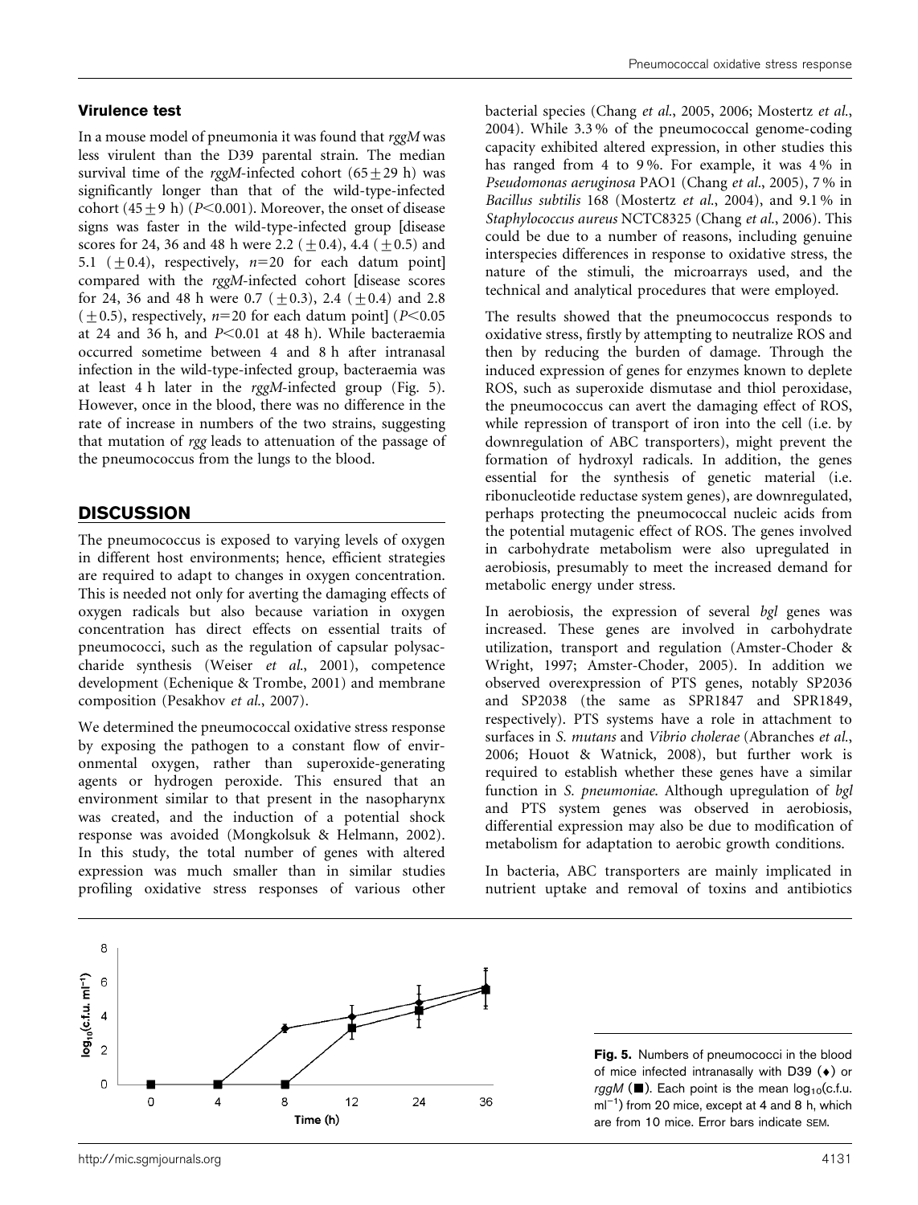### Virulence test

In a mouse model of pneumonia it was found that *rggM* was less virulent than the D39 parental strain. The median survival time of the *rggM*-infected cohort ($65 \pm 29$ h) was significantly longer than that of the wild-type-infected cohort ($45 \pm 9$ h) ($P<0.001$). Moreover, the onset of disease signs was faster in the wild-type-infected group [disease scores for 24, 36 and 48 h were 2.2 ($\pm 0.4$), 4.4 ($\pm 0.5$) and 5.1 ($\pm 0.4$), respectively, $n=20$ for each datum point] compared with the *rggM*-infected cohort [disease scores for 24, 36 and 48 h were 0.7 ($\pm 0.3$), 2.4 ($\pm 0.4$) and 2.8 ($\pm 0.5$), respectively, $n=20$ for each datum point] ($P<0.05$ at 24 and 36 h, and $P<0.01$ at 48 h). While bacteraemia occurred sometime between 4 and 8 h after intranasal infection in the wild-type-infected group, bacteraemia was at least 4 h later in the *rggM*-infected group (Fig. 5). However, once in the blood, there was no difference in the rate of increase in numbers of the two strains, suggesting that mutation of *rgg* leads to attenuation of the passage of the pneumococcus from the lungs to the blood.

## DISCUSSION

The pneumococcus is exposed to varying levels of oxygen in different host environments; hence, efficient strategies are required to adapt to changes in oxygen concentration. This is needed not only for averting the damaging effects of oxygen radicals but also because variation in oxygen concentration has direct effects on essential traits of pneumococci, such as the regulation of capsular polysaccharide synthesis (Weiser *et al.*, 2001), competence development (Echenique & Trombe, 2001) and membrane composition (Pesakhov *et al.*, 2007).

We determined the pneumococcal oxidative stress response by exposing the pathogen to a constant flow of environmental oxygen, rather than superoxide-generating agents or hydrogen peroxide. This ensured that an environment similar to that present in the nasopharynx was created, and the induction of a potential shock response was avoided (Mongkolsuk & Helmann, 2002). In this study, the total number of genes with altered expression was much smaller than in similar studies profiling oxidative stress responses of various other bacterial species (Chang *et al.*, 2005, 2006; Mostertz *et al.*, 2004). While 3.3 % of the pneumococcal genome-coding capacity exhibited altered expression, in other studies this has ranged from 4 to 9 %. For example, it was 4 % in *Pseudomonas aeruginosa* PAO1 (Chang *et al.*, 2005), 7 % in *Bacillus subtilis* 168 (Mostertz *et al.*, 2004), and 9.1 % in *Staphylococcus aureus* NCTC8325 (Chang *et al.*, 2006). This could be due to a number of reasons, including genuine interspecies differences in response to oxidative stress, the nature of the stimuli, the microarrays used, and the technical and analytical procedures that were employed.

The results showed that the pneumococcus responds to oxidative stress, firstly by attempting to neutralize ROS and then by reducing the burden of damage. Through the induced expression of genes for enzymes known to deplete ROS, such as superoxide dismutase and thiol peroxidase, the pneumococcus can avert the damaging effect of ROS, while repression of transport of iron into the cell (i.e. by downregulation of ABC transporters), might prevent the formation of hydroxyl radicals. In addition, the genes essential for the synthesis of genetic material (i.e. ribonucleotide reductase system genes), are downregulated, perhaps protecting the pneumococcal nucleic acids from the potential mutagenic effect of ROS. The genes involved in carbohydrate metabolism were also upregulated in aerobiosis, presumably to meet the increased demand for metabolic energy under stress.

In aerobiosis, the expression of several *bgl* genes was increased. These genes are involved in carbohydrate utilization, transport and regulation (Amster-Choder & Wright, 1997; Amster-Choder, 2005). In addition we observed overexpression of PTS genes, notably SP2036 and SP2038 (the same as SPR1847 and SPR1849, respectively). PTS systems have a role in attachment to surfaces in *S. mutans* and *Vibrio cholerae* (Abranches *et al.*, 2006; Houot & Watnick, 2008), but further work is required to establish whether these genes have a similar function in *S. pneumoniae*. Although upregulation of *bgl* and PTS system genes was observed in aerobiosis, differential expression may also be due to modification of metabolism for adaptation to aerobic growth conditions.

In bacteria, ABC transporters are mainly implicated in nutrient uptake and removal of toxins and antibiotics

**Fig. 5.** Numbers of pneumococci in the blood of mice infected intranasally with D39 (♦) or *rggM* (■). Each point is the mean $\log_{10}$(c.f.u. $ml^{-1}$) from 20 mice, except at 4 and 8 h, which are from 10 mice. Error bars indicate SEM.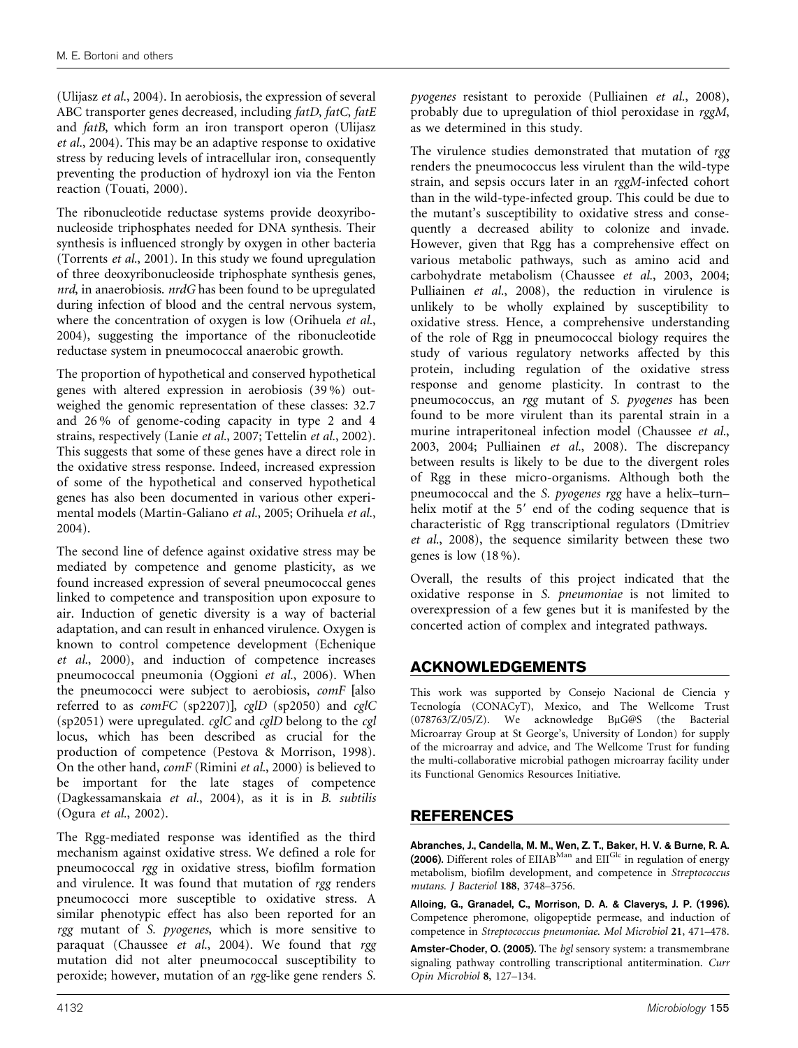(Ulijasz *et al.*, 2004). In aerobiosis, the expression of several ABC transporter genes decreased, including *fatD*, *fatC*, *fatE* and *fatB*, which form an iron transport operon (Ulijasz *et al.*, 2004). This may be an adaptive response to oxidative stress by reducing levels of intracellular iron, consequently preventing the production of hydroxyl ion via the Fenton reaction (Touati, 2000).

The ribonucleotide reductase systems provide deoxyribonucleoside triphosphates needed for DNA synthesis. Their synthesis is influenced strongly by oxygen in other bacteria (Torrents *et al.*, 2001). In this study we found upregulation of three deoxyribonucleoside triphosphate synthesis genes, *nrd*, in anaerobiosis. *nrdG* has been found to be upregulated during infection of blood and the central nervous system, where the concentration of oxygen is low (Orihuela *et al.*, 2004), suggesting the importance of the ribonucleotide reductase system in pneumococcal anaerobic growth.

The proportion of hypothetical and conserved hypothetical genes with altered expression in aerobiosis (39 %) outweighed the genomic representation of these classes: 32.7 and 26 % of genome-coding capacity in type 2 and 4 strains, respectively (Lanie *et al.*, 2007; Tettelin *et al.*, 2002). This suggests that some of these genes have a direct role in the oxidative stress response. Indeed, increased expression of some of the hypothetical and conserved hypothetical genes has also been documented in various other experimental models (Martin-Galiano *et al.*, 2005; Orihuela *et al.*, 2004).

The second line of defence against oxidative stress may be mediated by competence and genome plasticity, as we found increased expression of several pneumococcal genes linked to competence and transposition upon exposure to air. Induction of genetic diversity is a way of bacterial adaptation, and can result in enhanced virulence. Oxygen is known to control competence development (Echenique *et al.*, 2000), and induction of competence increases pneumococcal pneumonia (Oggioni *et al.*, 2006). When the pneumococci were subject to aerobiosis, *comF* [also referred to as *comFC* (sp2207)], *cglD* (sp2050) and *cglC* (sp2051) were upregulated. *cglC* and *cglD* belong to the *cgl* locus, which has been described as crucial for the production of competence (Pestova & Morrison, 1998). On the other hand, *comF* (Rimini *et al.*, 2000) is believed to be important for the late stages of competence (Dagkessamanskaia *et al.*, 2004), as it is in *B. subtilis* (Ogura *et al.*, 2002).

The Rgg-mediated response was identified as the third mechanism against oxidative stress. We defined a role for pneumococcal *rgg* in oxidative stress, biofilm formation and virulence. It was found that mutation of *rgg* renders pneumococci more susceptible to oxidative stress. A similar phenotypic effect has also been reported for an *rgg* mutant of *S. pyogenes*, which is more sensitive to paraquat (Chaussee *et al.*, 2004). We found that *rgg* mutation did not alter pneumococcal susceptibility to peroxide; however, mutation of an *rgg*-like gene renders *S. pyogenes* resistant to peroxide (Pulliainen *et al.*, 2008), probably due to upregulation of thiol peroxidase in *rggM*, as we determined in this study.

The virulence studies demonstrated that mutation of *rgg* renders the pneumococcus less virulent than the wild-type strain, and sepsis occurs later in an *rggM*-infected cohort than in the wild-type-infected group. This could be due to the mutant's susceptibility to oxidative stress and consequently a decreased ability to colonize and invade. However, given that Rgg has a comprehensive effect on various metabolic pathways, such as amino acid and carbohydrate metabolism (Chaussee *et al.*, 2003, 2004; Pulliainen *et al.*, 2008), the reduction in virulence is unlikely to be wholly explained by susceptibility to oxidative stress. Hence, a comprehensive understanding of the role of Rgg in pneumococcal biology requires the study of various regulatory networks affected by this protein, including regulation of the oxidative stress response and genome plasticity. In contrast to the pneumococcus, an *rgg* mutant of *S. pyogenes* has been found to be more virulent than its parental strain in a murine intraperitoneal infection model (Chaussee *et al.*, 2003, 2004; Pulliainen *et al.*, 2008). The discrepancy between results is likely to be due to the divergent roles of Rgg in these micro-organisms. Although both the pneumococcal and the *S. pyogenes rgg* have a helix–turn–helix motif at the 5′ end of the coding sequence that is characteristic of Rgg transcriptional regulators (Dmitriev *et al.*, 2008), the sequence similarity between these two genes is low (18 %).

Overall, the results of this project indicated that the oxidative response in *S. pneumoniae* is not limited to overexpression of a few genes but it is manifested by the concerted action of complex and integrated pathways.

## ACKNOWLEDGEMENTS

This work was supported by Consejo Nacional de Ciencia y Tecnología (CONACyT), Mexico, and The Wellcome Trust (078763/Z/05/Z). We acknowledge BμG@S (the Bacterial Microarray Group at St George's, University of London) for supply of the microarray and advice, and The Wellcome Trust for funding the multi-collaborative microbial pathogen microarray facility under its Functional Genomics Resources Initiative.

## REFERENCES

**Abranches, J., Candella, M. M., Wen, Z. T., Baker, H. V. & Burne, R. A. (2006).** Different roles of $EIIAB^{Man}$ and $EII^{Glc}$ in regulation of energy metabolism, biofilm development, and competence in *Streptococcus mutans*. *J Bacteriol* **188**, 3748–3756.

**Alloing, G., Granadel, C., Morrison, D. A. & Claverys, J. P. (1996).** Competence pheromone, oligopeptide permease, and induction of competence in *Streptococcus pneumoniae*. *Mol Microbiol* **21**, 471–478.

**Amster-Choder, O. (2005).** The *bgl* sensory system: a transmembrane signaling pathway controlling transcriptional antitermination. *Curr Opin Microbiol* **8**, 127–134.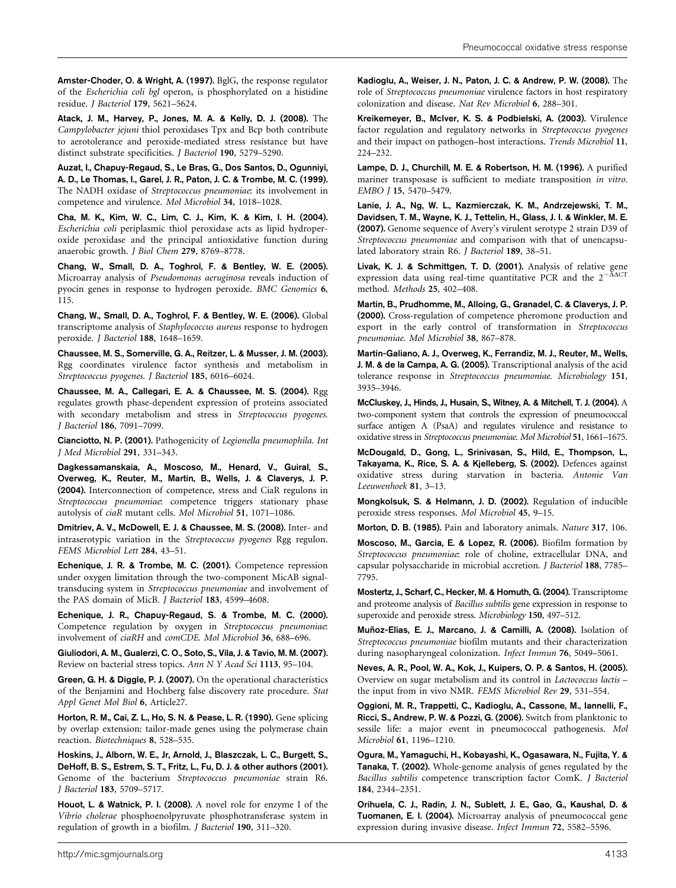**Amster-Choder, O. & Wright, A. (1997).** BglG, the response regulator of the *Escherichia coli bgl* operon, is phosphorylated on a histidine residue. *J Bacteriol* **179**, 5621–5624.

**Atack, J. M., Harvey, P., Jones, M. A. & Kelly, D. J. (2008).** The *Campylobacter jejuni* thiol peroxidases Tpx and Bcp both contribute to aerotolerance and peroxide-mediated stress resistance but have distinct substrate specificities. *J Bacteriol* **190**, 5279–5290.

**Auzat, I., Chapuy-Regaud, S., Le Bras, G., Dos Santos, D., Ogunniyi, A. D., Le Thomas, I., Garel, J. R., Paton, J. C. & Trombe, M. C. (1999).** The NADH oxidase of *Streptococcus pneumoniae*: its involvement in competence and virulence. *Mol Microbiol* **34**, 1018–1028.

**Cha, M. K., Kim, W. C., Lim, C. J., Kim, K. & Kim, I. H. (2004).** *Escherichia coli* periplasmic thiol peroxidase acts as lipid hydroperoxide peroxidase and the principal antioxidative function during anaerobic growth. *J Biol Chem* **279**, 8769–8778.

**Chang, W., Small, D. A., Toghrol, F. & Bentley, W. E. (2005).** Microarray analysis of *Pseudomonas aeruginosa* reveals induction of pyocin genes in response to hydrogen peroxide. *BMC Genomics* **6**, 115.

**Chang, W., Small, D. A., Toghrol, F. & Bentley, W. E. (2006).** Global transcriptome analysis of *Staphylococcus aureus* response to hydrogen peroxide. *J Bacteriol* **188**, 1648–1659.

**Chaussee, M. S., Somerville, G. A., Reitzer, L. & Musser, J. M. (2003).** Rgg coordinates virulence factor synthesis and metabolism in *Streptococcus pyogenes*. *J Bacteriol* **185**, 6016–6024.

**Chaussee, M. A., Callegari, E. A. & Chaussee, M. S. (2004).** Rgg regulates growth phase-dependent expression of proteins associated with secondary metabolism and stress in *Streptococcus pyogenes*. *J Bacteriol* **186**, 7091–7099.

**Cianciotto, N. P. (2001).** Pathogenicity of *Legionella pneumophila*. *Int J Med Microbiol* **291**, 331–343.

**Dagkessamanskaia, A., Moscoso, M., Henard, V., Guiral, S., Overweg, K., Reuter, M., Martin, B., Wells, J. & Claverys, J. P. (2004).** Interconnection of competence, stress and CiaR regulons in *Streptococcus pneumoniae*: competence triggers stationary phase autolysis of *ciaR* mutant cells. *Mol Microbiol* **51**, 1071–1086.

**Dmitriev, A. V., McDowell, E. J. & Chaussee, M. S. (2008).** Inter- and intraserotypic variation in the *Streptococcus pyogenes* Rgg regulon. *FEMS Microbiol Lett* **284**, 43–51.

**Echenique, J. R. & Trombe, M. C. (2001).** Competence repression under oxygen limitation through the two-component MicAB signal-transducing system in *Streptococcus pneumoniae* and involvement of the PAS domain of MicB. *J Bacteriol* **183**, 4599–4608.

**Echenique, J. R., Chapuy-Regaud, S. & Trombe, M. C. (2000).** Competence regulation by oxygen in *Streptococcus pneumoniae*: involvement of *ciaRH* and *comCDE*. *Mol Microbiol* **36**, 688–696.

**Giuliodori, A. M., Gualerzi, C. O., Soto, S., Vila, J. & Tavio, M. M. (2007).** Review on bacterial stress topics. *Ann N Y Acad Sci* **1113**, 95–104.

**Green, G. H. & Diggle, P. J. (2007).** On the operational characteristics of the Benjamini and Hochberg false discovery rate procedure. *Stat Appl Genet Mol Biol* **6**, Article27.

**Horton, R. M., Cai, Z. L., Ho, S. N. & Pease, L. R. (1990).** Gene splicing by overlap extension: tailor-made genes using the polymerase chain reaction. *Biotechniques* **8**, 528–535.

**Hoskins, J., Alborn, W. E., Jr, Arnold, J., Blaszczak, L. C., Burgett, S., DeHoff, B. S., Estrem, S. T., Fritz, L., Fu, D. J. & other authors (2001).** Genome of the bacterium *Streptococcus pneumoniae* strain R6. *J Bacteriol* **183**, 5709–5717.

**Houot, L. & Watnick, P. I. (2008).** A novel role for enzyme I of the *Vibrio cholerae* phosphoenolpyruvate phosphotransferase system in regulation of growth in a biofilm. *J Bacteriol* **190**, 311–320.

**Kadioglu, A., Weiser, J. N., Paton, J. C. & Andrew, P. W. (2008).** The role of *Streptococcus pneumoniae* virulence factors in host respiratory colonization and disease. *Nat Rev Microbiol* **6**, 288–301.

**Kreikemeyer, B., McIver, K. S. & Podbielski, A. (2003).** Virulence factor regulation and regulatory networks in *Streptococcus pyogenes* and their impact on pathogen–host interactions. *Trends Microbiol* **11**, 224–232.

**Lampe, D. J., Churchill, M. E. & Robertson, H. M. (1996).** A purified mariner transposase is sufficient to mediate transposition *in vitro*. *EMBO J* **15**, 5470–5479.

**Lanie, J. A., Ng, W. L., Kazmierczak, K. M., Andrzejewski, T. M., Davidsen, T. M., Wayne, K. J., Tettelin, H., Glass, J. I. & Winkler, M. E. (2007).** Genome sequence of Avery's virulent serotype 2 strain D39 of *Streptococcus pneumoniae* and comparison with that of unencapsulated laboratory strain R6. *J Bacteriol* **189**, 38–51.

**Livak, K. J. & Schmittgen, T. D. (2001).** Analysis of relative gene expression data using real-time quantitative PCR and the $2^{-\Delta\Delta CT}$ method. *Methods* **25**, 402–408.

**Martin, B., Prudhomme, M., Alloing, G., Granadel, C. & Claverys, J. P. (2000).** Cross-regulation of competence pheromone production and export in the early control of transformation in *Streptococcus pneumoniae*. *Mol Microbiol* **38**, 867–878.

**Martin-Galiano, A. J., Overweg, K., Ferrandiz, M. J., Reuter, M., Wells, J. M. & de la Campa, A. G. (2005).** Transcriptional analysis of the acid tolerance response in *Streptococcus pneumoniae*. *Microbiology* **151**, 3935–3946.

**McCluskey, J., Hinds, J., Husain, S., Witney, A. & Mitchell, T. J. (2004).** A two-component system that controls the expression of pneumococcal surface antigen A (PsaA) and regulates virulence and resistance to oxidative stress in *Streptococcus pneumoniae*. *Mol Microbiol* **51**, 1661–1675.

**McDougald, D., Gong, L., Srinivasan, S., Hild, E., Thompson, L., Takayama, K., Rice, S. A. & Kjelleberg, S. (2002).** Defences against oxidative stress during starvation in bacteria. *Antonie Van Leeuwenhoek* **81**, 3–13.

**Mongkolsuk, S. & Helmann, J. D. (2002).** Regulation of inducible peroxide stress responses. *Mol Microbiol* **45**, 9–15.

**Morton, D. B. (1985).** Pain and laboratory animals. *Nature* **317**, 106.

**Moscoso, M., Garcia, E. & Lopez, R. (2006).** Biofilm formation by *Streptococcus pneumoniae*: role of choline, extracellular DNA, and capsular polysaccharide in microbial accretion. *J Bacteriol* **188**, 7785–7795.

**Mostertz, J., Scharf, C., Hecker, M. & Homuth, G. (2004).** Transcriptome and proteome analysis of *Bacillus subtilis* gene expression in response to superoxide and peroxide stress. *Microbiology* **150**, 497–512.

**Muñoz-Elias, E. J., Marcano, J. & Camilli, A. (2008).** Isolation of *Streptococcus pneumoniae* biofilm mutants and their characterization during nasopharyngeal colonization. *Infect Immun* **76**, 5049–5061.

**Neves, A. R., Pool, W. A., Kok, J., Kuipers, O. P. & Santos, H. (2005).** Overview on sugar metabolism and its control in *Lactococcus lactis* – the input from in vivo NMR. *FEMS Microbiol Rev* **29**, 531–554.

**Oggioni, M. R., Trappetti, C., Kadioglu, A., Cassone, M., Iannelli, F., Ricci, S., Andrew, P. W. & Pozzi, G. (2006).** Switch from planktonic to sessile life: a major event in pneumococcal pathogenesis. *Mol Microbiol* **61**, 1196–1210.

**Ogura, M., Yamaguchi, H., Kobayashi, K., Ogasawara, N., Fujita, Y. & Tanaka, T. (2002).** Whole-genome analysis of genes regulated by the *Bacillus subtilis* competence transcription factor ComK. *J Bacteriol* **184**, 2344–2351.

**Orihuela, C. J., Radin, J. N., Sublett, J. E., Gao, G., Kaushal, D. & Tuomanen, E. I. (2004).** Microarray analysis of pneumococcal gene expression during invasive disease. *Infect Immun* **72**, 5582–5596.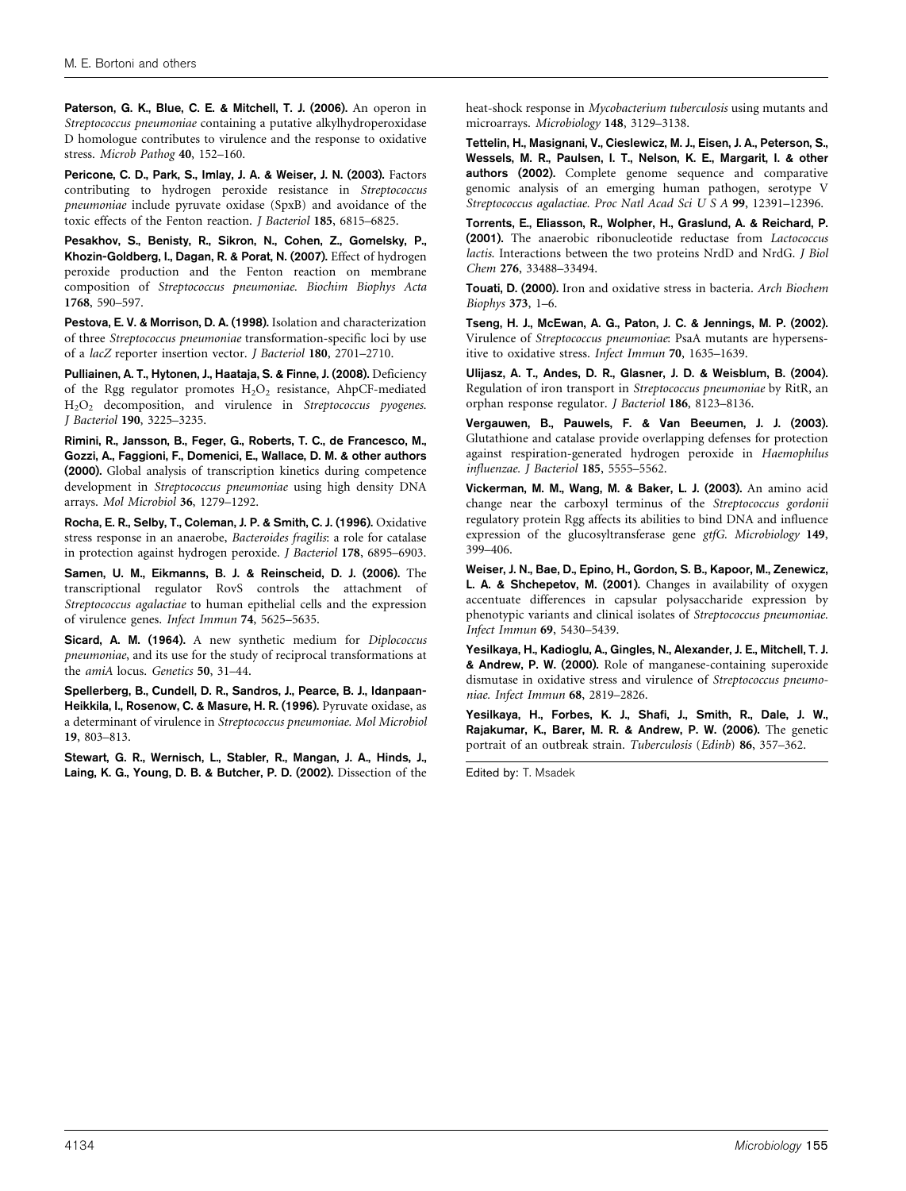**Paterson, G. K., Blue, C. E. & Mitchell, T. J. (2006).** An operon in *Streptococcus pneumoniae* containing a putative alkylhydroperoxidase D homologue contributes to virulence and the response to oxidative stress. *Microb Pathog* **40**, 152–160.

**Pericone, C. D., Park, S., Imlay, J. A. & Weiser, J. N. (2003).** Factors contributing to hydrogen peroxide resistance in *Streptococcus pneumoniae* include pyruvate oxidase (SpxB) and avoidance of the toxic effects of the Fenton reaction. *J Bacteriol* **185**, 6815–6825.

**Pesakhov, S., Benisty, R., Sikron, N., Cohen, Z., Gomelsky, P., Khozin-Goldberg, I., Dagan, R. & Porat, N. (2007).** Effect of hydrogen peroxide production and the Fenton reaction on membrane composition of *Streptococcus pneumoniae*. *Biochim Biophys Acta* **1768**, 590–597.

**Pestova, E. V. & Morrison, D. A. (1998).** Isolation and characterization of three *Streptococcus pneumoniae* transformation-specific loci by use of a *lacZ* reporter insertion vector. *J Bacteriol* **180**, 2701–2710.

**Pulliainen, A. T., Hytonen, J., Haataja, S. & Finne, J. (2008).** Deficiency of the Rgg regulator promotes $H_2O_2$ resistance, AhpCF-mediated $H_2O_2$ decomposition, and virulence in *Streptococcus pyogenes*. *J Bacteriol* **190**, 3225–3235.

**Rimini, R., Jansson, B., Feger, G., Roberts, T. C., de Francesco, M., Gozzi, A., Faggioni, F., Domenici, E., Wallace, D. M. & other authors (2000).** Global analysis of transcription kinetics during competence development in *Streptococcus pneumoniae* using high density DNA arrays. *Mol Microbiol* **36**, 1279–1292.

**Rocha, E. R., Selby, T., Coleman, J. P. & Smith, C. J. (1996).** Oxidative stress response in an anaerobe, *Bacteroides fragilis*: a role for catalase in protection against hydrogen peroxide. *J Bacteriol* **178**, 6895–6903.

**Samen, U. M., Eikmanns, B. J. & Reinscheid, D. J. (2006).** The transcriptional regulator RovS controls the attachment of *Streptococcus agalactiae* to human epithelial cells and the expression of virulence genes. *Infect Immun* **74**, 5625–5635.

**Sicard, A. M. (1964).** A new synthetic medium for *Diplococcus pneumoniae*, and its use for the study of reciprocal transformations at the *amiA* locus. *Genetics* **50**, 31–44.

**Spellerberg, B., Cundell, D. R., Sandros, J., Pearce, B. J., Idanpaan-Heikkila, I., Rosenow, C. & Masure, H. R. (1996).** Pyruvate oxidase, as a determinant of virulence in *Streptococcus pneumoniae*. *Mol Microbiol* **19**, 803–813.

**Stewart, G. R., Wernisch, L., Stabler, R., Mangan, J. A., Hinds, J., Laing, K. G., Young, D. B. & Butcher, P. D. (2002).** Dissection of the heat-shock response in *Mycobacterium tuberculosis* using mutants and microarrays. *Microbiology* **148**, 3129–3138.

**Tettelin, H., Masignani, V., Cieslewicz, M. J., Eisen, J. A., Peterson, S., Wessels, M. R., Paulsen, I. T., Nelson, K. E., Margarit, I. & other authors (2002).** Complete genome sequence and comparative genomic analysis of an emerging human pathogen, serotype V *Streptococcus agalactiae*. *Proc Natl Acad Sci U S A* **99**, 12391–12396.

**Torrents, E., Eliasson, R., Wolpher, H., Graslund, A. & Reichard, P. (2001).** The anaerobic ribonucleotide reductase from *Lactococcus lactis*. Interactions between the two proteins NrdD and NrdG. *J Biol Chem* **276**, 33488–33494.

**Touati, D. (2000).** Iron and oxidative stress in bacteria. *Arch Biochem Biophys* **373**, 1–6.

**Tseng, H. J., McEwan, A. G., Paton, J. C. & Jennings, M. P. (2002).** Virulence of *Streptococcus pneumoniae*: PsaA mutants are hypersensitive to oxidative stress. *Infect Immun* **70**, 1635–1639.

**Ulijasz, A. T., Andes, D. R., Glasner, J. D. & Weisblum, B. (2004).** Regulation of iron transport in *Streptococcus pneumoniae* by RitR, an orphan response regulator. *J Bacteriol* **186**, 8123–8136.

**Vergauwen, B., Pauwels, F. & Van Beeumen, J. J. (2003).** Glutathione and catalase provide overlapping defenses for protection against respiration-generated hydrogen peroxide in *Haemophilus influenzae*. *J Bacteriol* **185**, 5555–5562.

**Vickerman, M. M., Wang, M. & Baker, L. J. (2003).** An amino acid change near the carboxyl terminus of the *Streptococcus gordonii* regulatory protein Rgg affects its abilities to bind DNA and influence expression of the glucosyltransferase gene *gtfG*. *Microbiology* **149**, 399–406.

**Weiser, J. N., Bae, D., Epino, H., Gordon, S. B., Kapoor, M., Zenewicz, L. A. & Shchepetov, M. (2001).** Changes in availability of oxygen accentuate differences in capsular polysaccharide expression by phenotypic variants and clinical isolates of *Streptococcus pneumoniae*. *Infect Immun* **69**, 5430–5439.

**Yesilkaya, H., Kadioglu, A., Gingles, N., Alexander, J. E., Mitchell, T. J. & Andrew, P. W. (2000).** Role of manganese-containing superoxide dismutase in oxidative stress and virulence of *Streptococcus pneumoniae*. *Infect Immun* **68**, 2819–2826.

**Yesilkaya, H., Forbes, K. J., Shafi, J., Smith, R., Dale, J. W., Rajakumar, K., Barer, M. R. & Andrew, P. W. (2006).** The genetic portrait of an outbreak strain. *Tuberculosis (Edinb)* **86**, 357–362.

Edited by: T. Msadek